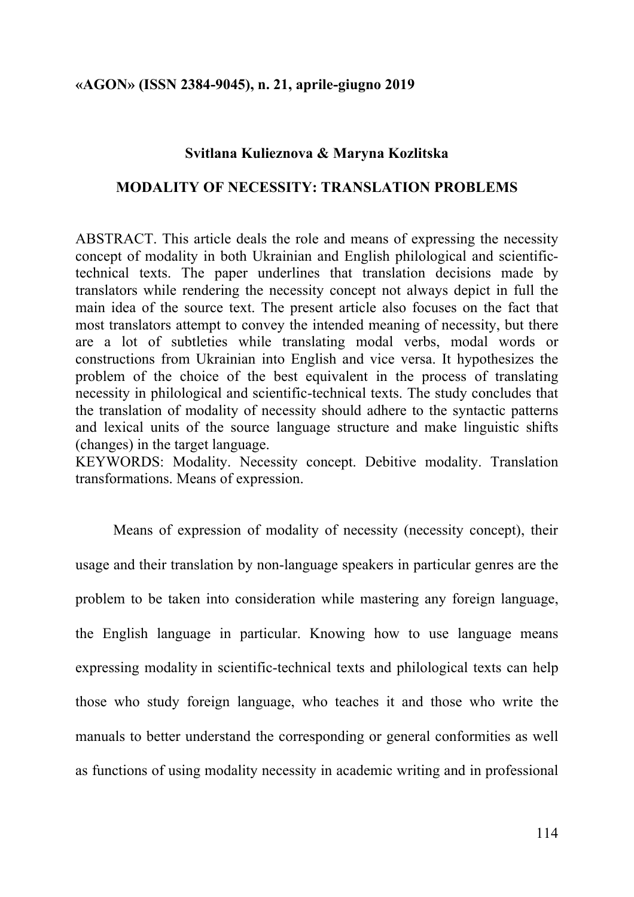**«AGON» (ISSN 2384-9045), n. 21, aprile-giugno 2019**

**Svitlana Kulieznova & Maryna Kozlitska**

# MODALITY OF NECESSITY: TRANSLATION PROBLEMS

ABSTRACT. This article deals the role and means of expressing the necessity concept of modality in both Ukrainian and English philological and scientific-technical texts. The paper underlines that translation decisions made by translators while rendering the necessity concept not always depict in full the main idea of the source text. The present article also focuses on the fact that most translators attempt to convey the intended meaning of necessity, but there are a lot of subtleties while translating modal verbs, modal words or constructions from Ukrainian into English and vice versa. It hypothesizes the problem of the choice of the best equivalent in the process of translating necessity in philological and scientific-technical texts. The study concludes that the translation of modality of necessity should adhere to the syntactic patterns and lexical units of the source language structure and make linguistic shifts (changes) in the target language.
KEYWORDS: Modality. Necessity concept. Debitive modality. Translation transformations. Means of expression.

Means of expression of modality of necessity (necessity concept), their usage and their translation by non-language speakers in particular genres are the problem to be taken into consideration while mastering any foreign language, the English language in particular. Knowing how to use language means expressing modality in scientific-technical texts and philological texts can help those who study foreign language, who teaches it and those who write the manuals to better understand the corresponding or general conformities as well as functions of using modality necessity in academic writing and in professional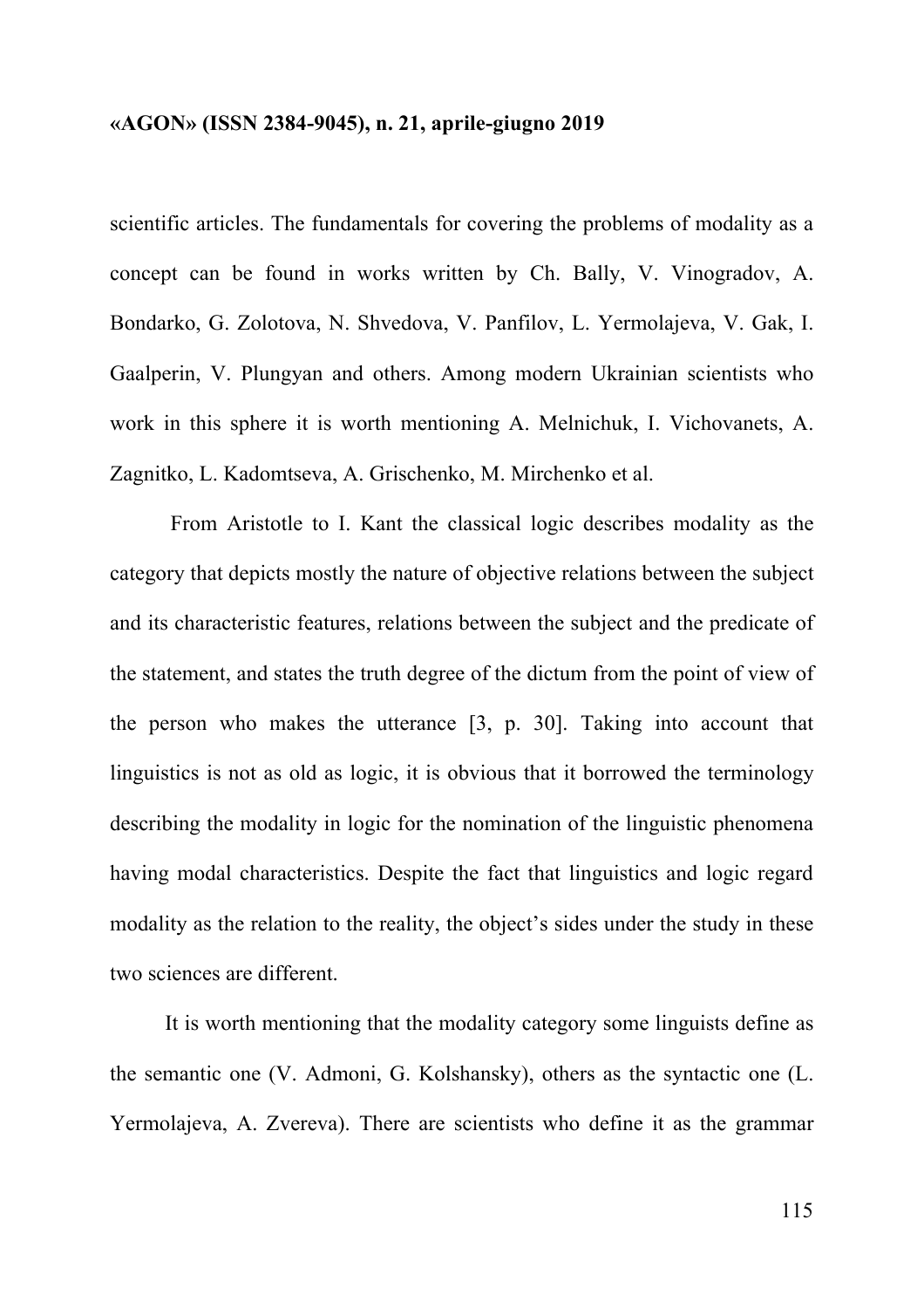scientific articles. The fundamentals for covering the problems of modality as a concept can be found in works written by Ch. Bally, V. Vinogradov, A. Bondarko, G. Zolotova, N. Shvedova, V. Panfilov, L. Yermolajeva, V. Gak, I. Gaalperin, V. Plungyan and others. Among modern Ukrainian scientists who work in this sphere it is worth mentioning A. Melnichuk, I. Vichovanets, A. Zagnitko, L. Kadomtseva, A. Grischenko, M. Mirchenko et al.

From Aristotle to I. Kant the classical logic describes modality as the category that depicts mostly the nature of objective relations between the subject and its characteristic features, relations between the subject and the predicate of the statement, and states the truth degree of the dictum from the point of view of the person who makes the utterance [3, p. 30]. Taking into account that linguistics is not as old as logic, it is obvious that it borrowed the terminology describing the modality in logic for the nomination of the linguistic phenomena having modal characteristics. Despite the fact that linguistics and logic regard modality as the relation to the reality, the object's sides under the study in these two sciences are different.

It is worth mentioning that the modality category some linguists define as the semantic one (V. Admoni, G. Kolshansky), others as the syntactic one (L. Yermolajeva, A. Zvereva). There are scientists who define it as the grammar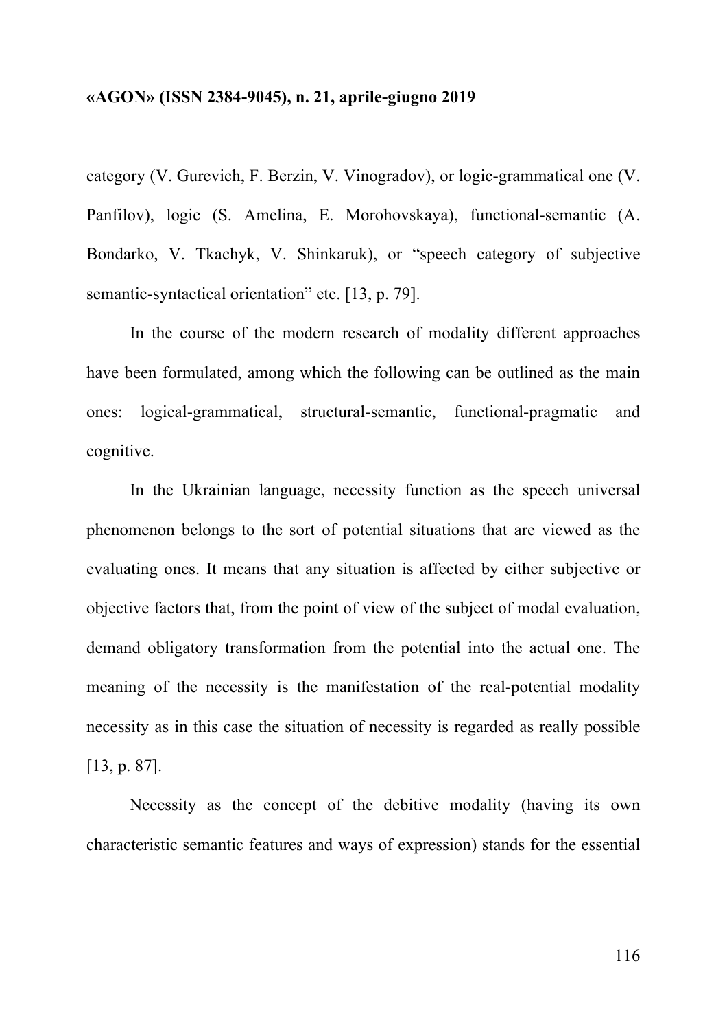category (V. Gurevich, F. Berzin, V. Vinogradov), or logic-grammatical one (V. Panfilov), logic (S. Amelina, E. Morohovskaya), functional-semantic (A. Bondarko, V. Tkachyk, V. Shinkaruk), or "speech category of subjective semantic-syntactical orientation" etc. [13, p. 79].

In the course of the modern research of modality different approaches have been formulated, among which the following can be outlined as the main ones: logical-grammatical, structural-semantic, functional-pragmatic and cognitive.

In the Ukrainian language, necessity function as the speech universal phenomenon belongs to the sort of potential situations that are viewed as the evaluating ones. It means that any situation is affected by either subjective or objective factors that, from the point of view of the subject of modal evaluation, demand obligatory transformation from the potential into the actual one. The meaning of the necessity is the manifestation of the real-potential modality necessity as in this case the situation of necessity is regarded as really possible [13, p. 87].

Necessity as the concept of the debitive modality (having its own characteristic semantic features and ways of expression) stands for the essential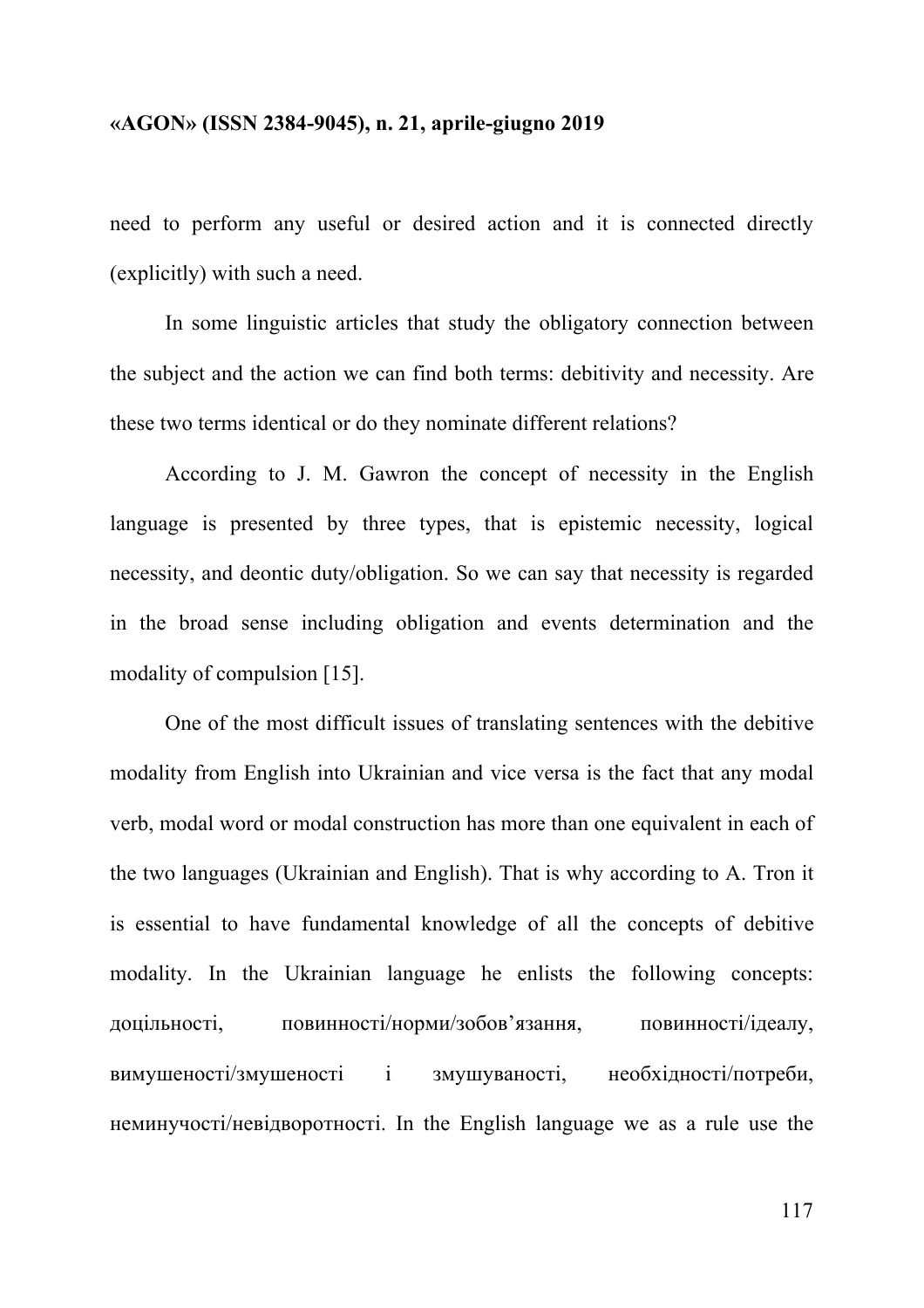need to perform any useful or desired action and it is connected directly (explicitly) with such a need.

In some linguistic articles that study the obligatory connection between the subject and the action we can find both terms: debitivity and necessity. Are these two terms identical or do they nominate different relations?

According to J. M. Gawron the concept of necessity in the English language is presented by three types, that is epistemic necessity, logical necessity, and deontic duty/obligation. So we can say that necessity is regarded in the broad sense including obligation and events determination and the modality of compulsion [15].

One of the most difficult issues of translating sentences with the debitive modality from English into Ukrainian and vice versa is the fact that any modal verb, modal word or modal construction has more than one equivalent in each of the two languages (Ukrainian and English). That is why according to A. Tron it is essential to have fundamental knowledge of all the concepts of debitive modality. In the Ukrainian language he enlists the following concepts: доцільності, повинності/норми/зобов'язання, повинності/ідеалу, вимушеності/змушеності і змушуваності, необхідності/потреби, неминучості/невідворотності. In the English language we as a rule use the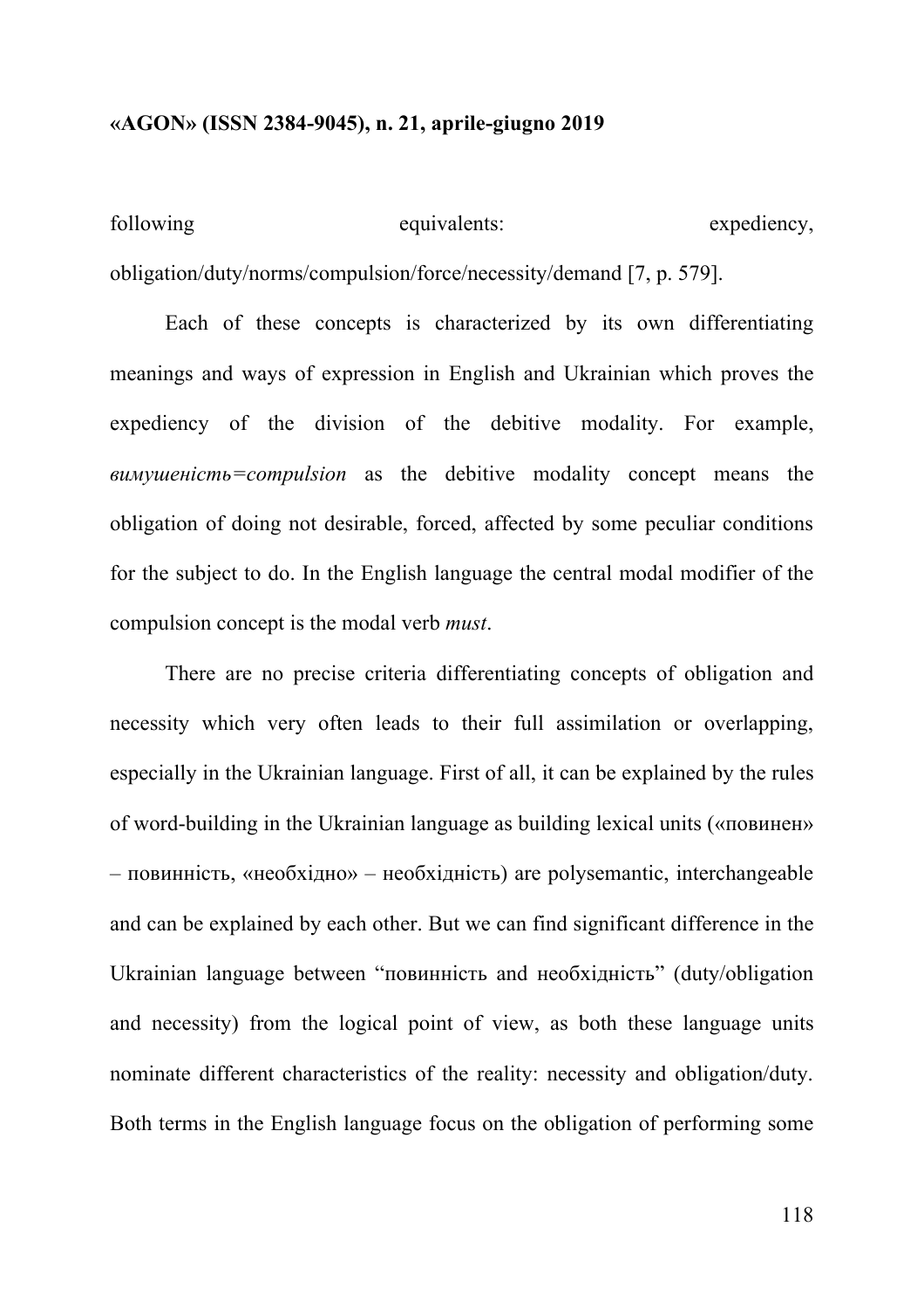following equivalents: expediency, obligation/duty/norms/compulsion/force/necessity/demand [7, p. 579].

Each of these concepts is characterized by its own differentiating meanings and ways of expression in English and Ukrainian which proves the expediency of the division of the debitive modality. For example, *вимушеність=compulsion* as the debitive modality concept means the obligation of doing not desirable, forced, affected by some peculiar conditions for the subject to do. In the English language the central modal modifier of the compulsion concept is the modal verb *must*.

There are no precise criteria differentiating concepts of obligation and necessity which very often leads to their full assimilation or overlapping, especially in the Ukrainian language. First of all, it can be explained by the rules of word-building in the Ukrainian language as building lexical units («повинен» – повинність, «необхідно» – необхідність) are polysemantic, interchangeable and can be explained by each other. But we can find significant difference in the Ukrainian language between "повинність and необхідність" (duty/obligation and necessity) from the logical point of view, as both these language units nominate different characteristics of the reality: necessity and obligation/duty. Both terms in the English language focus on the obligation of performing some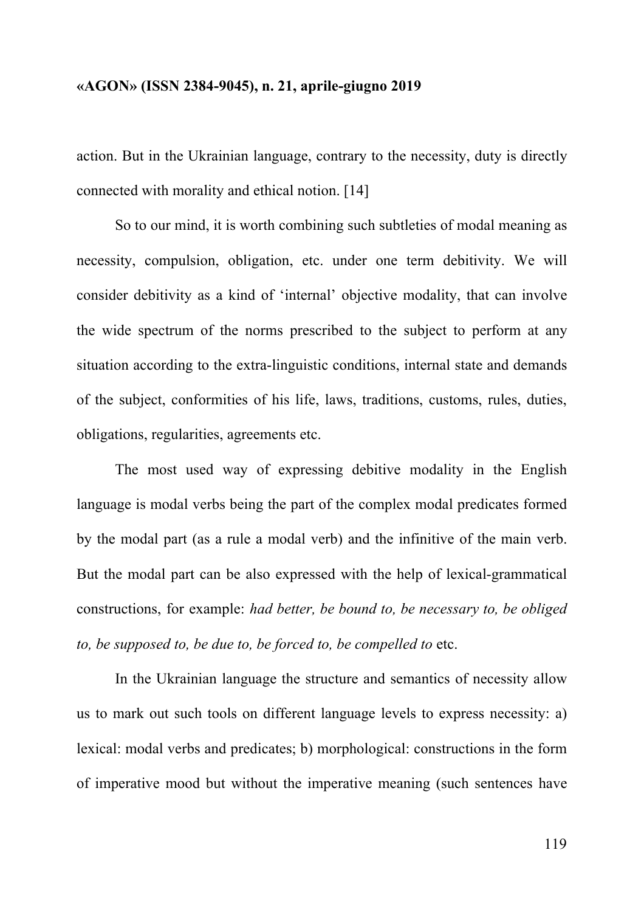action. But in the Ukrainian language, contrary to the necessity, duty is directly connected with morality and ethical notion. [14]

So to our mind, it is worth combining such subtleties of modal meaning as necessity, compulsion, obligation, etc. under one term debitivity. We will consider debitivity as a kind of 'internal' objective modality, that can involve the wide spectrum of the norms prescribed to the subject to perform at any situation according to the extra-linguistic conditions, internal state and demands of the subject, conformities of his life, laws, traditions, customs, rules, duties, obligations, regularities, agreements etc.

The most used way of expressing debitive modality in the English language is modal verbs being the part of the complex modal predicates formed by the modal part (as a rule a modal verb) and the infinitive of the main verb. But the modal part can be also expressed with the help of lexical-grammatical constructions, for example: *had better, be bound to, be necessary to, be obliged to, be supposed to, be due to, be forced to, be compelled to* etc.

In the Ukrainian language the structure and semantics of necessity allow us to mark out such tools on different language levels to express necessity: a) lexical: modal verbs and predicates; b) morphological: constructions in the form of imperative mood but without the imperative meaning (such sentences have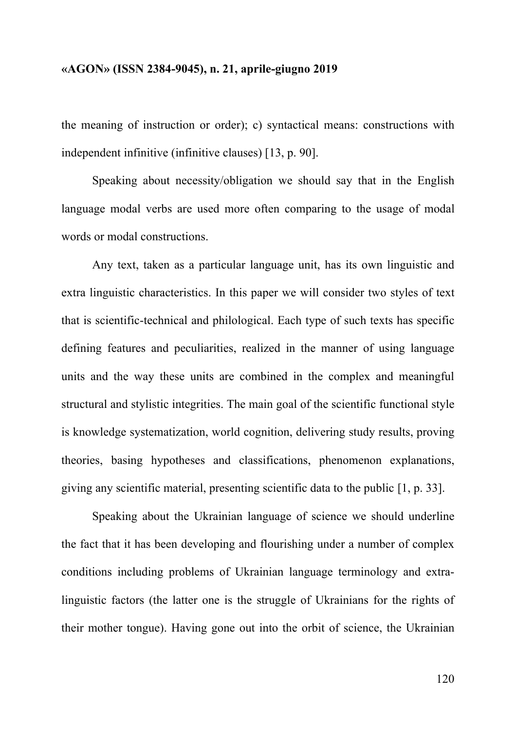the meaning of instruction or order); c) syntactical means: constructions with independent infinitive (infinitive clauses) [13, p. 90].

Speaking about necessity/obligation we should say that in the English language modal verbs are used more often comparing to the usage of modal words or modal constructions.

Any text, taken as a particular language unit, has its own linguistic and extra linguistic characteristics. In this paper we will consider two styles of text that is scientific-technical and philological. Each type of such texts has specific defining features and peculiarities, realized in the manner of using language units and the way these units are combined in the complex and meaningful structural and stylistic integrities. The main goal of the scientific functional style is knowledge systematization, world cognition, delivering study results, proving theories, basing hypotheses and classifications, phenomenon explanations, giving any scientific material, presenting scientific data to the public [1, p. 33].

Speaking about the Ukrainian language of science we should underline the fact that it has been developing and flourishing under a number of complex conditions including problems of Ukrainian language terminology and extra-linguistic factors (the latter one is the struggle of Ukrainians for the rights of their mother tongue). Having gone out into the orbit of science, the Ukrainian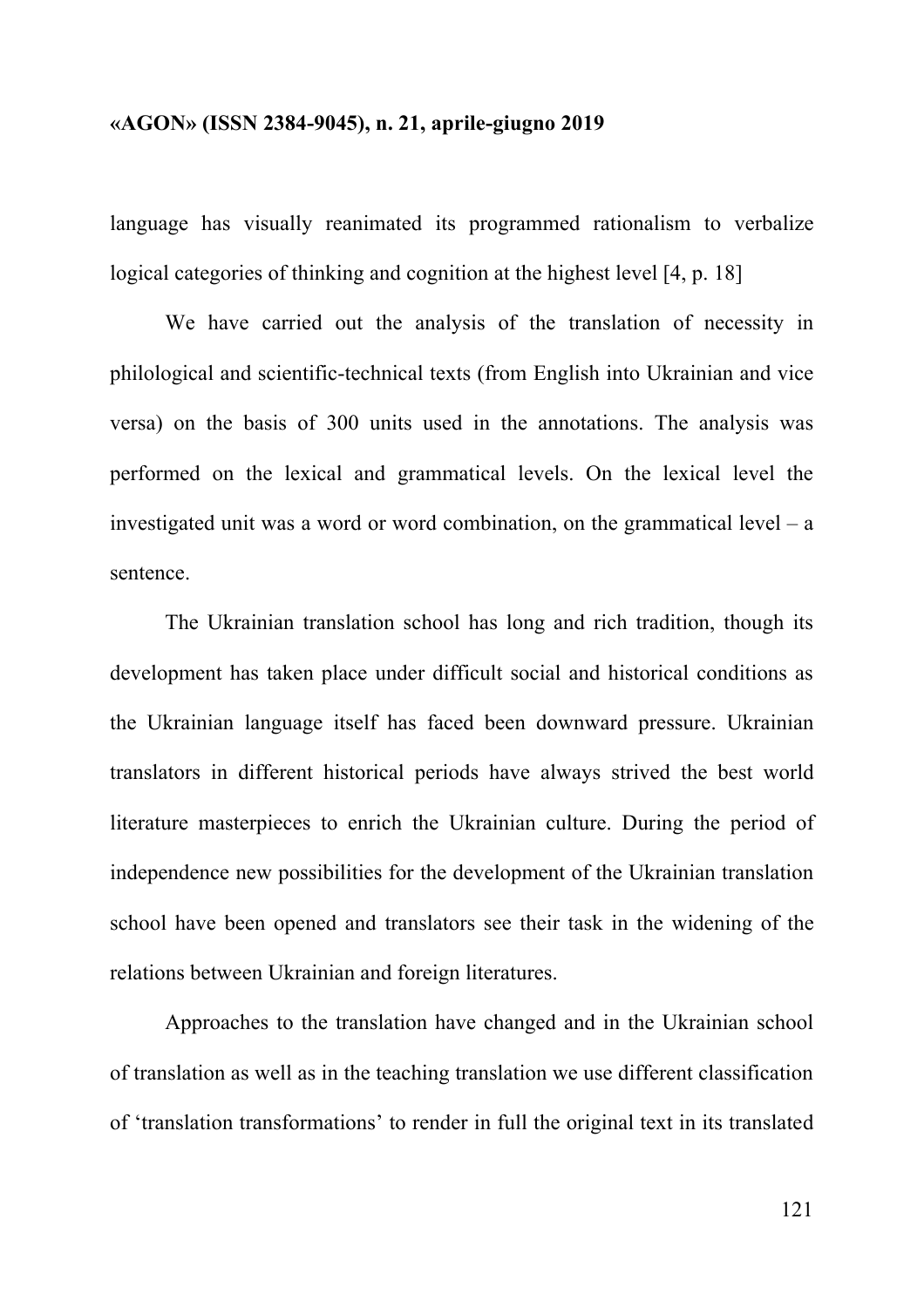language has visually reanimated its programmed rationalism to verbalize logical categories of thinking and cognition at the highest level [4, p. 18]

We have carried out the analysis of the translation of necessity in philological and scientific-technical texts (from English into Ukrainian and vice versa) on the basis of 300 units used in the annotations. The analysis was performed on the lexical and grammatical levels. On the lexical level the investigated unit was a word or word combination, on the grammatical level – a sentence.

The Ukrainian translation school has long and rich tradition, though its development has taken place under difficult social and historical conditions as the Ukrainian language itself has faced been downward pressure. Ukrainian translators in different historical periods have always strived the best world literature masterpieces to enrich the Ukrainian culture. During the period of independence new possibilities for the development of the Ukrainian translation school have been opened and translators see their task in the widening of the relations between Ukrainian and foreign literatures.

Approaches to the translation have changed and in the Ukrainian school of translation as well as in the teaching translation we use different classification of 'translation transformations' to render in full the original text in its translated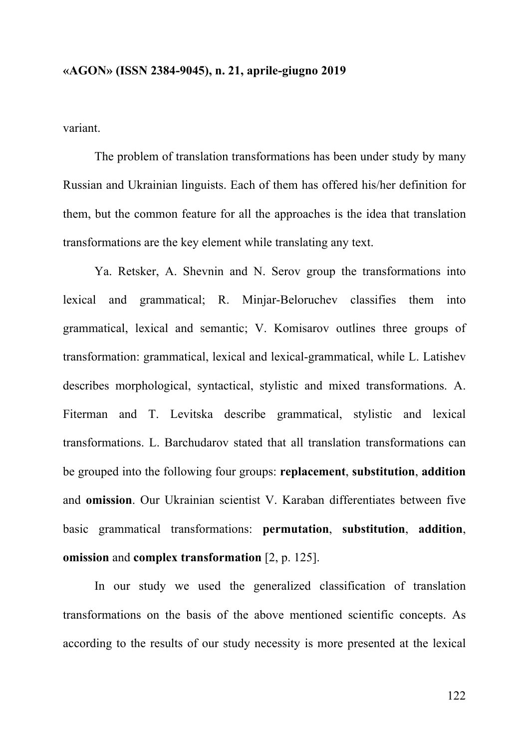variant.

The problem of translation transformations has been under study by many Russian and Ukrainian linguists. Each of them has offered his/her definition for them, but the common feature for all the approaches is the idea that translation transformations are the key element while translating any text.

Ya. Retsker, A. Shevnin and N. Serov group the transformations into lexical and grammatical; R. Minjar-Beloruchev classifies them into grammatical, lexical and semantic; V. Komisarov outlines three groups of transformation: grammatical, lexical and lexical-grammatical, while L. Latishev describes morphological, syntactical, stylistic and mixed transformations. A. Fiterman and T. Levitska describe grammatical, stylistic and lexical transformations. L. Barchudarov stated that all translation transformations can be grouped into the following four groups: **replacement**, **substitution**, **addition** and **omission**. Our Ukrainian scientist V. Karaban differentiates between five basic grammatical transformations: **permutation**, **substitution**, **addition**, **omission** and **complex transformation** [2, p. 125].

In our study we used the generalized classification of translation transformations on the basis of the above mentioned scientific concepts. As according to the results of our study necessity is more presented at the lexical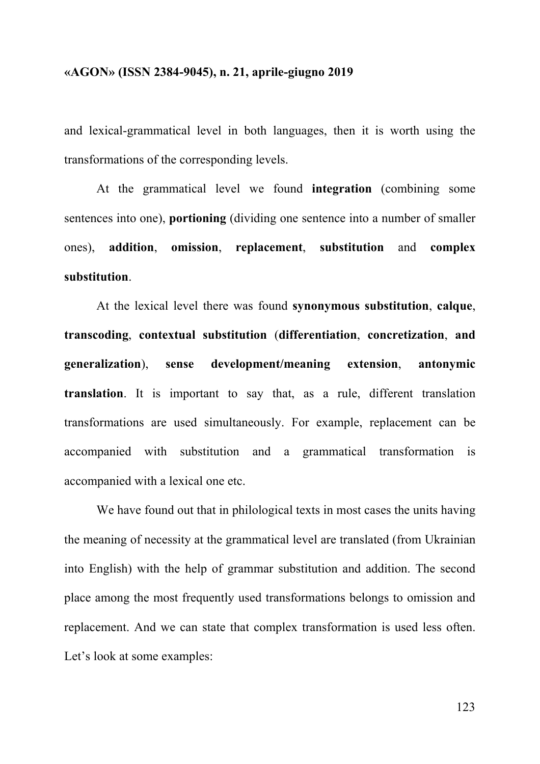and lexical-grammatical level in both languages, then it is worth using the transformations of the corresponding levels.

At the grammatical level we found **integration** (combining some sentences into one), **portioning** (dividing one sentence into a number of smaller ones), **addition**, **omission**, **replacement**, **substitution** and **complex substitution**.

At the lexical level there was found **synonymous substitution**, **calque**, **transcoding**, **contextual substitution** (**differentiation**, **concretization**, **and generalization**), **sense development/meaning extension**, **antonymic translation**. It is important to say that, as a rule, different translation transformations are used simultaneously. For example, replacement can be accompanied with substitution and a grammatical transformation is accompanied with a lexical one etc.

We have found out that in philological texts in most cases the units having the meaning of necessity at the grammatical level are translated (from Ukrainian into English) with the help of grammar substitution and addition. The second place among the most frequently used transformations belongs to omission and replacement. And we can state that complex transformation is used less often. Let's look at some examples: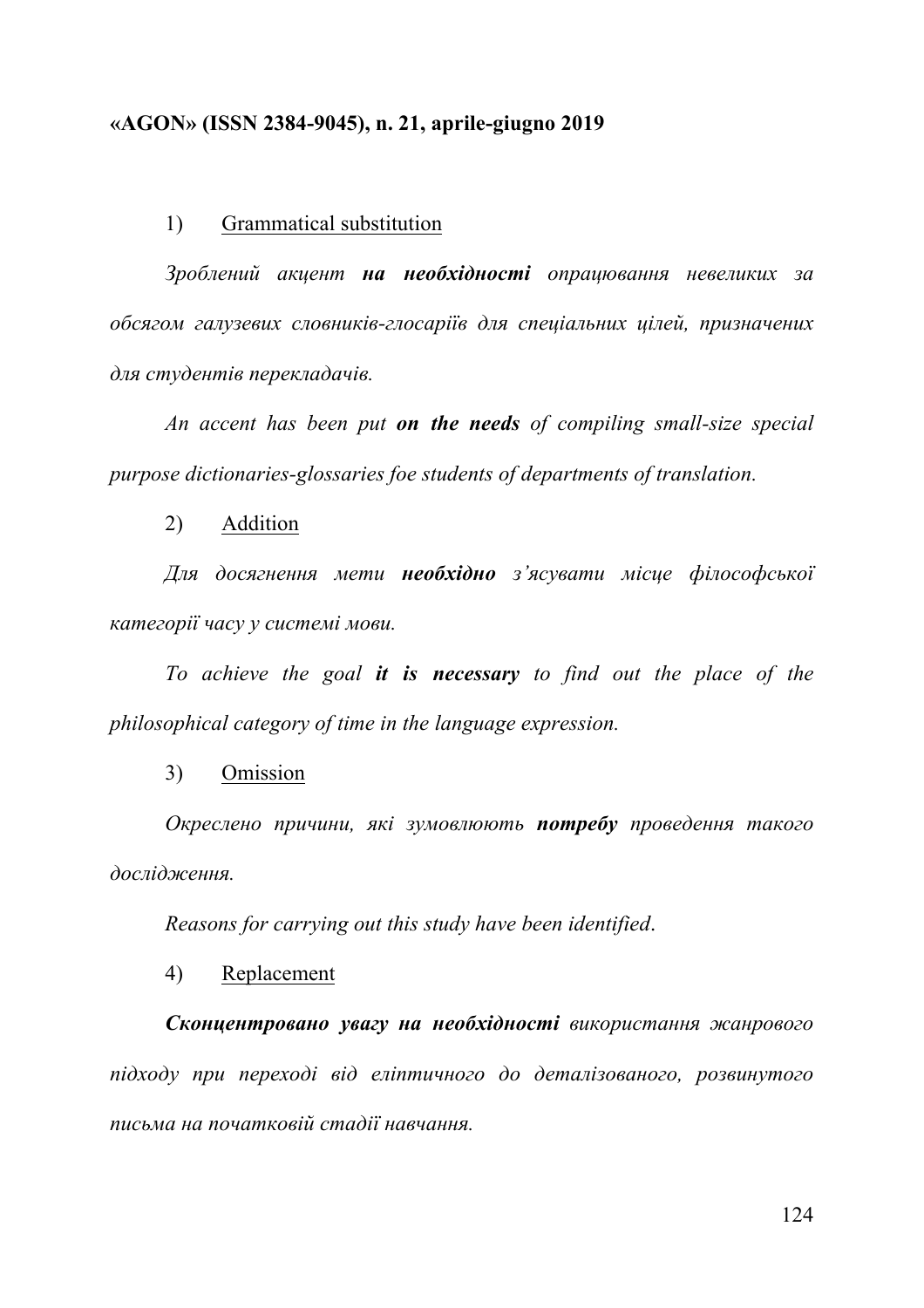1) Grammatical substitution

*Зроблений акцент **на необхідності** опрацювання невеликих за обсягом галузевих словників-глосаріїв для спеціальних цілей, призначених для студентів перекладачів.*

*An accent has been put **on the needs** of compiling small-size special purpose dictionaries-glossaries foe students of departments of translation.*

2) Addition

*Для досягнення мети **необхідно** з'ясувати місце філософської категорії часу у системі мови.*

*To achieve the goal **it is necessary** to find out the place of the philosophical category of time in the language expression.*

3) Omission

*Окреслено причини, які зумовлюють **потребу** проведення такого дослідження.*

*Reasons for carrying out this study have been identified*.

4) Replacement

***Сконцентровано увагу на необхідності** використання жанрового підходу при переході від еліптичного до деталізованого, розвинутого письма на початковій стадії навчання.*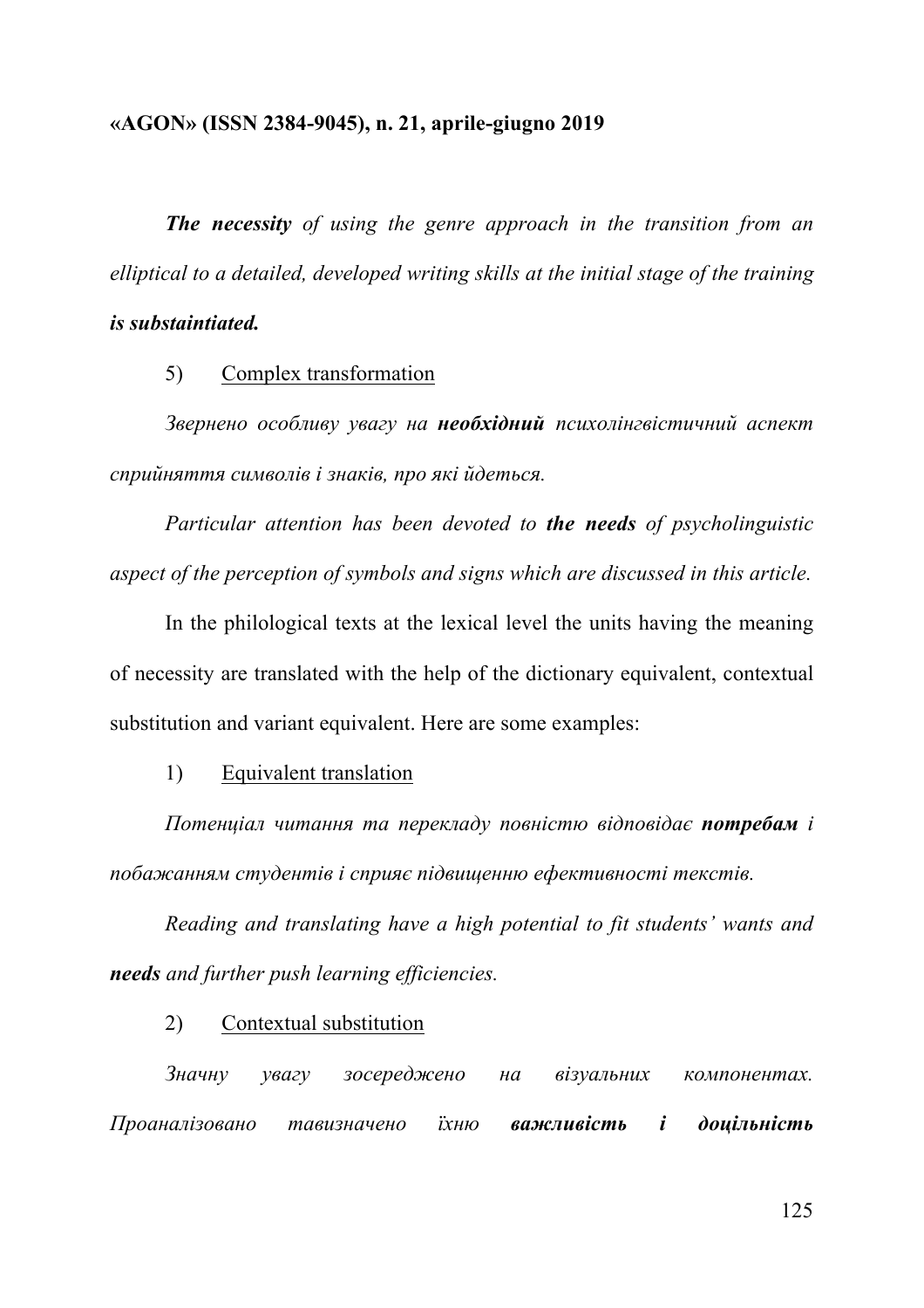*__The necessity__ of using the genre approach in the transition from an elliptical to a detailed, developed writing skills at the initial stage of the training __is substaintiated.__*

5) Complex transformation

*Звернено особливу увагу на __необхідний__ психолінгвістичний аспект сприйняття символів і знаків, про які йдеться.*

*Particular attention has been devoted to __the needs__ of psycholinguistic aspect of the perception of symbols and signs which are discussed in this article.*

In the philological texts at the lexical level the units having the meaning of necessity are translated with the help of the dictionary equivalent, contextual substitution and variant equivalent. Here are some examples:

1) Equivalent translation

*Потенціал читання та перекладу повністю відповідає __потребам__ і побажанням студентів і сприяє підвищенню ефективності текстів.*

*Reading and translating have a high potential to fit students' wants and __needs__ and further push learning efficiencies.*

2) Contextual substitution

*Значну увагу зосереджено на візуальних компонентах. Проаналізовано тавизначено їхню __важливість і доцільність__*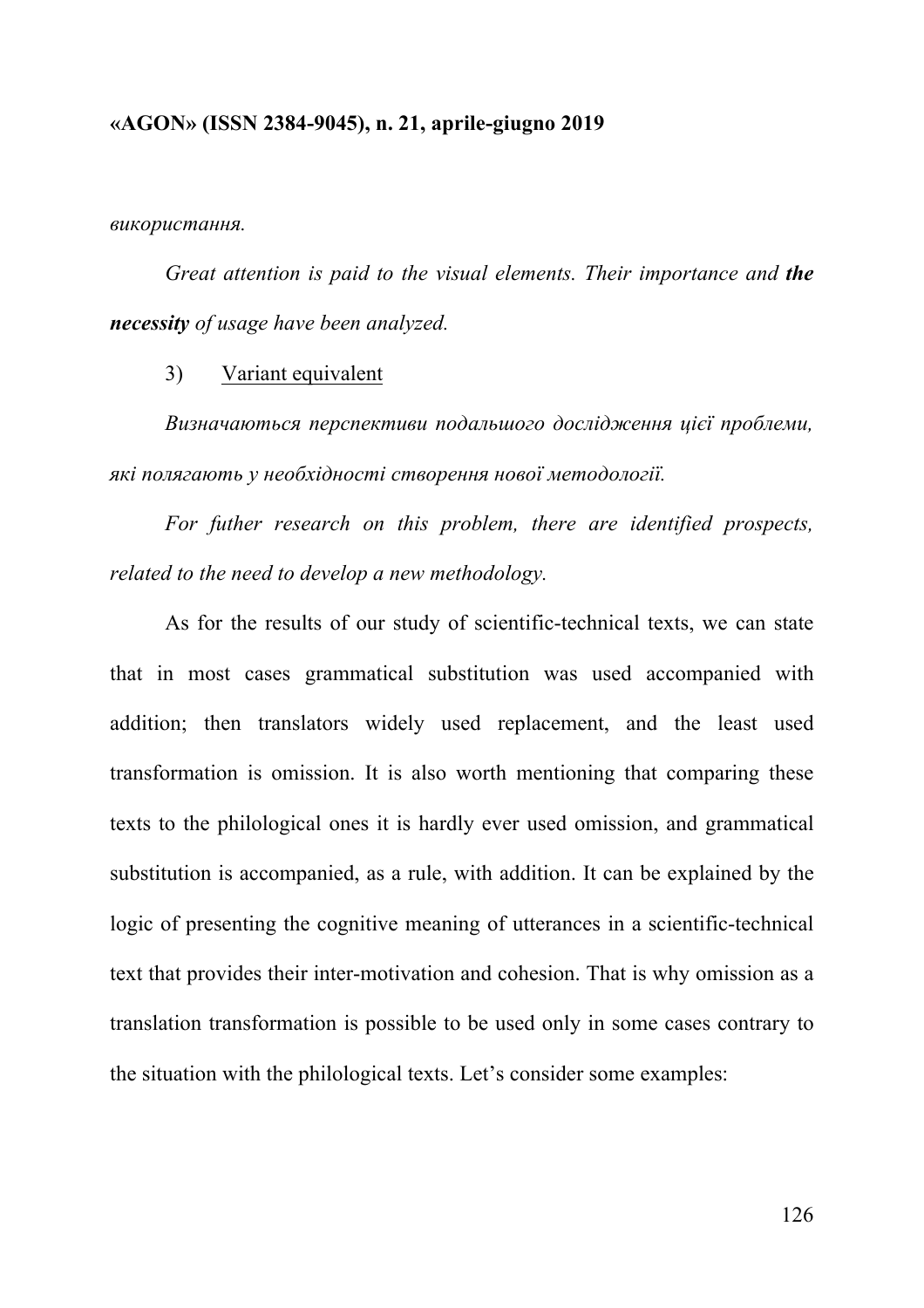*використання.*

*Great attention is paid to the visual elements. Their importance and **the necessity** of usage have been analyzed.*

3) Variant equivalent

*Визначаються перспективи подальшого дослідження цієї проблеми, які полягають у необхідності створення нової методології.*

*For futher research on this problem, there are identified prospects, related to the need to develop a new methodology.*

As for the results of our study of scientific-technical texts, we can state that in most cases grammatical substitution was used accompanied with addition; then translators widely used replacement, and the least used transformation is omission. It is also worth mentioning that comparing these texts to the philological ones it is hardly ever used omission, and grammatical substitution is accompanied, as a rule, with addition. It can be explained by the logic of presenting the cognitive meaning of utterances in a scientific-technical text that provides their inter-motivation and cohesion. That is why omission as a translation transformation is possible to be used only in some cases contrary to the situation with the philological texts. Let's consider some examples: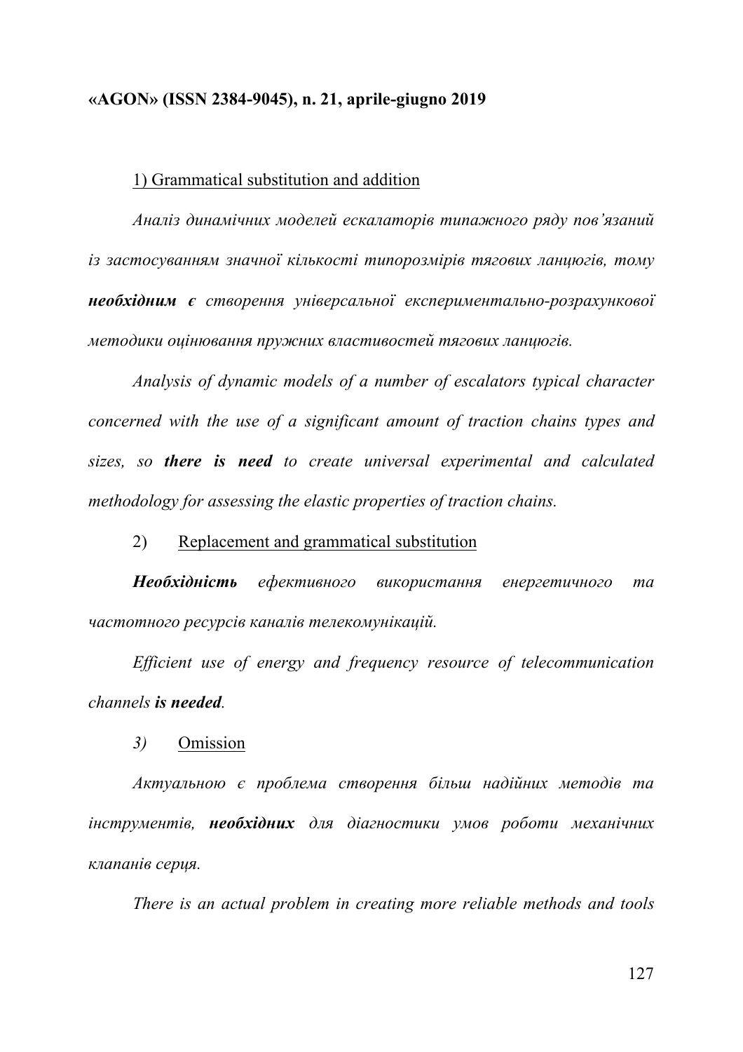1) Grammatical substitution and addition

*Аналіз динамічних моделей ескалаторів типажного ряду пов'язаний із застосуванням значної кількості типорозмірів тягових ланцюгів, тому* ***необхідним є*** *створення універсальної експериментально-розрахункової методики оцінювання пружних властивостей тягових ланцюгів.*

*Analysis of dynamic models of a number of escalators typical character concerned with the use of a significant amount of traction chains types and sizes, so* ***there is need*** *to create universal experimental and calculated methodology for assessing the elastic properties of traction chains.*

2) Replacement and grammatical substitution

***Необхідність*** *ефективного використання енергетичного та частотного ресурсів каналів телекомунікацій.*

*Efficient use of energy and frequency resource of telecommunication channels* ***is needed****.*

*3)* Omission

*Актуальною є проблема створення більш надійних методів та інструментів,* ***необхідних*** *для діагностики умов роботи механічних клапанів серця.*

*There is an actual problem in creating more reliable methods and tools*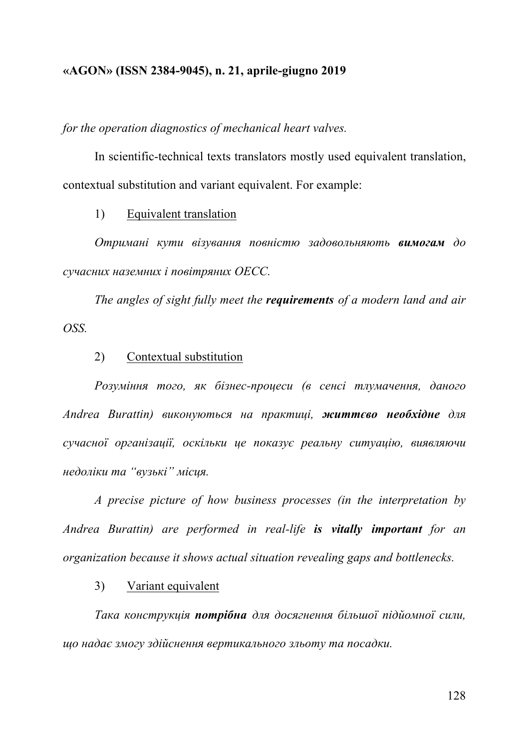*for the operation diagnostics of mechanical heart valves.*

In scientific-technical texts translators mostly used equivalent translation, contextual substitution and variant equivalent. For example:

1) Equivalent translation

*Отримані кути візування повністю задовольняють **вимогам** до сучасних наземних і повітряних ОЕСС.*

*The angles of sight fully meet the **requirements** of a modern land and air OSS.*

2) Contextual substitution

*Розуміння того, як бізнес-процеси (в сенсі тлумачення, даного Andrea Burattin) виконуються на практиці, **життєво необхідне** для сучасної організації, оскільки це показує реальну ситуацію, виявляючи недоліки та "вузькі" місця.*

*A precise picture of how business processes (in the interpretation by Andrea Burattin) are performed in real-life **is vitally important** for an organization because it shows actual situation revealing gaps and bottlenecks.*

3) Variant equivalent

*Така конструкція **потрібна** для досягнення більшої підйомної сили, що надає змогу здійснення вертикального зльоту та посадки.*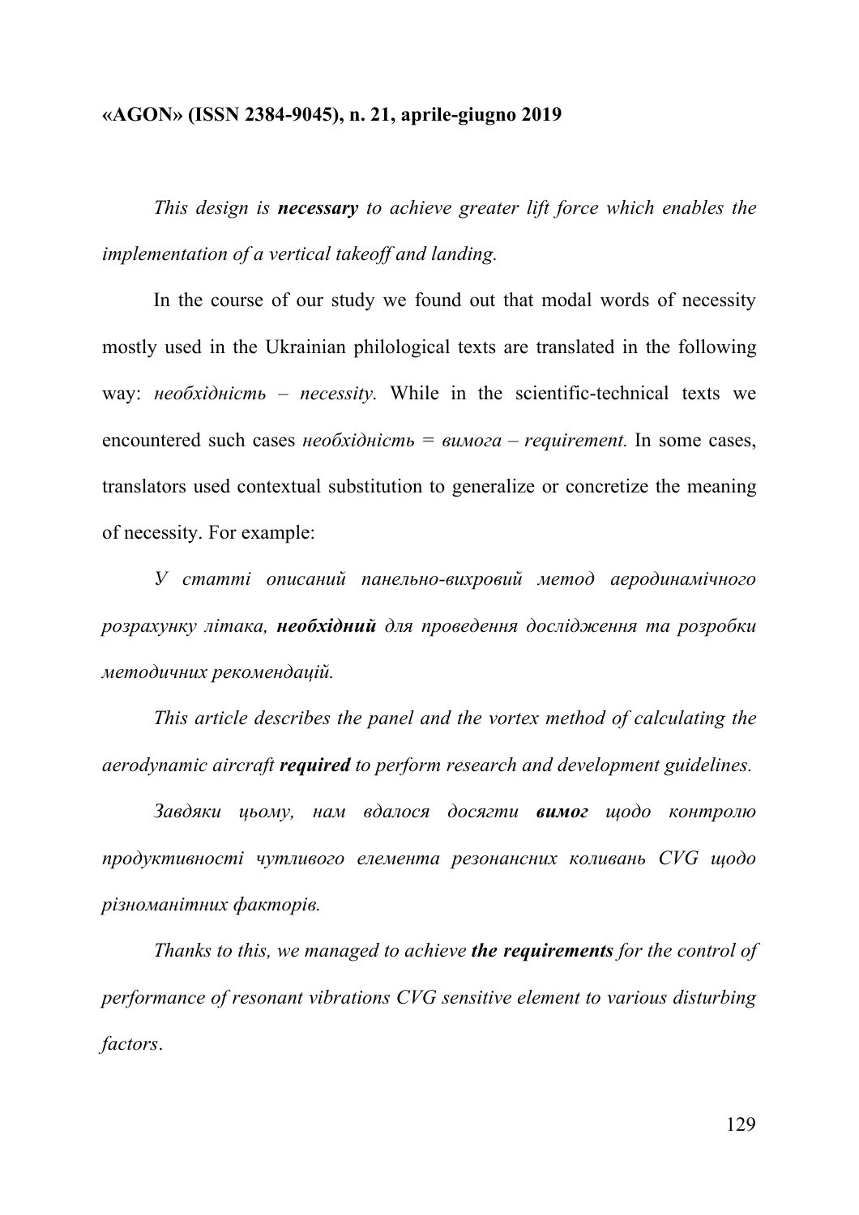*This design is **necessary** to achieve greater lift force which enables the implementation of a vertical takeoff and landing.*

In the course of our study we found out that modal words of necessity mostly used in the Ukrainian philological texts are translated in the following way: *необхідність – necessity.* While in the scientific-technical texts we encountered such cases *необхідність = вимога – requirement.* In some cases, translators used contextual substitution to generalize or concretize the meaning of necessity. For example:

*У статті описаний панельно-вихровий метод аеродинамічного розрахунку літака, **необхідний** для проведення дослідження та розробки методичних рекомендацій.*

*This article describes the panel and the vortex method of calculating the aerodynamic aircraft **required** to perform research and development guidelines.*

*Завдяки цьому, нам вдалося досягти **вимог** щодо контролю продуктивності чутливого елемента резонансних коливань CVG щодо різноманітних факторів.*

*Thanks to this, we managed to achieve **the requirements** for the control of performance of resonant vibrations CVG sensitive element to various disturbing factors*.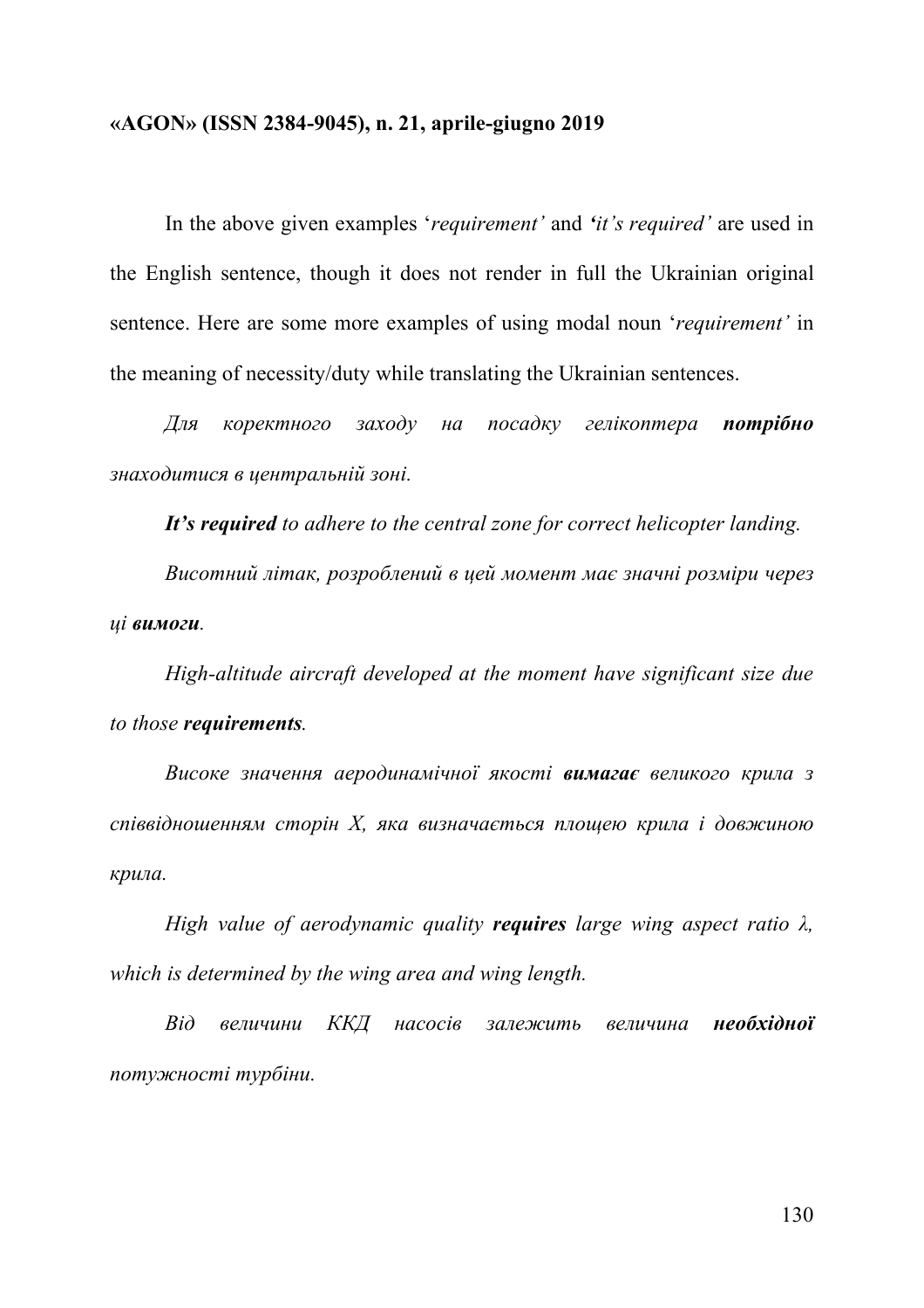In the above given examples '*requirement'* and *'it's required'* are used in the English sentence, though it does not render in full the Ukrainian original sentence. Here are some more examples of using modal noun '*requirement'* in the meaning of necessity/duty while translating the Ukrainian sentences.

*Для коректного заходу на посадку гелікоптера* ***потрібно*** *знаходитися в центральній зоні.*

***It's required*** *to adhere to the central zone for correct helicopter landing.*

*Висотний літак, розроблений в цей момент має значні розміри через ці* ***вимоги****.*

*High-altitude aircraft developed at the moment have significant size due to those* ***requirements****.*

*Високе значення аеродинамічної якості* ***вимагає*** *великого крила з співвідношенням сторін Χ, яка визначається площею крила і довжиною крила.*

*High value of aerodynamic quality* ***requires*** *large wing aspect ratio λ, which is determined by the wing area and wing length.*

*Від величини ККД насосів залежить величина* ***необхідної*** *потужності турбіни.*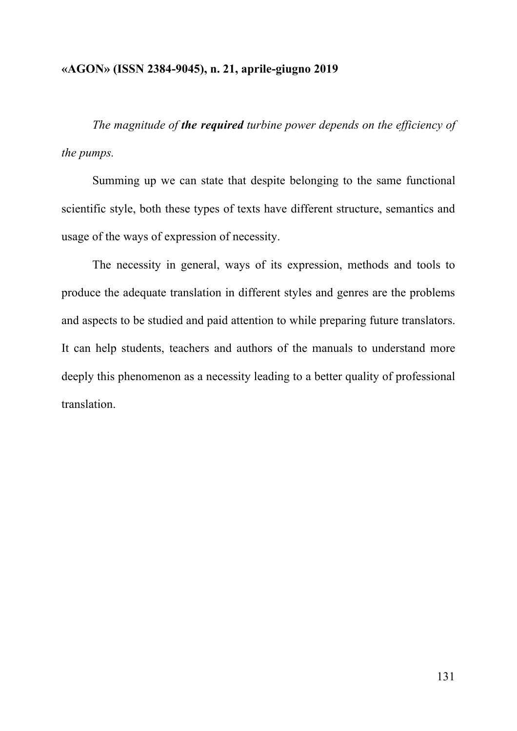*The magnitude of **the required** turbine power depends on the efficiency of the pumps.*

Summing up we can state that despite belonging to the same functional scientific style, both these types of texts have different structure, semantics and usage of the ways of expression of necessity.

The necessity in general, ways of its expression, methods and tools to produce the adequate translation in different styles and genres are the problems and aspects to be studied and paid attention to while preparing future translators. It can help students, teachers and authors of the manuals to understand more deeply this phenomenon as a necessity leading to a better quality of professional translation.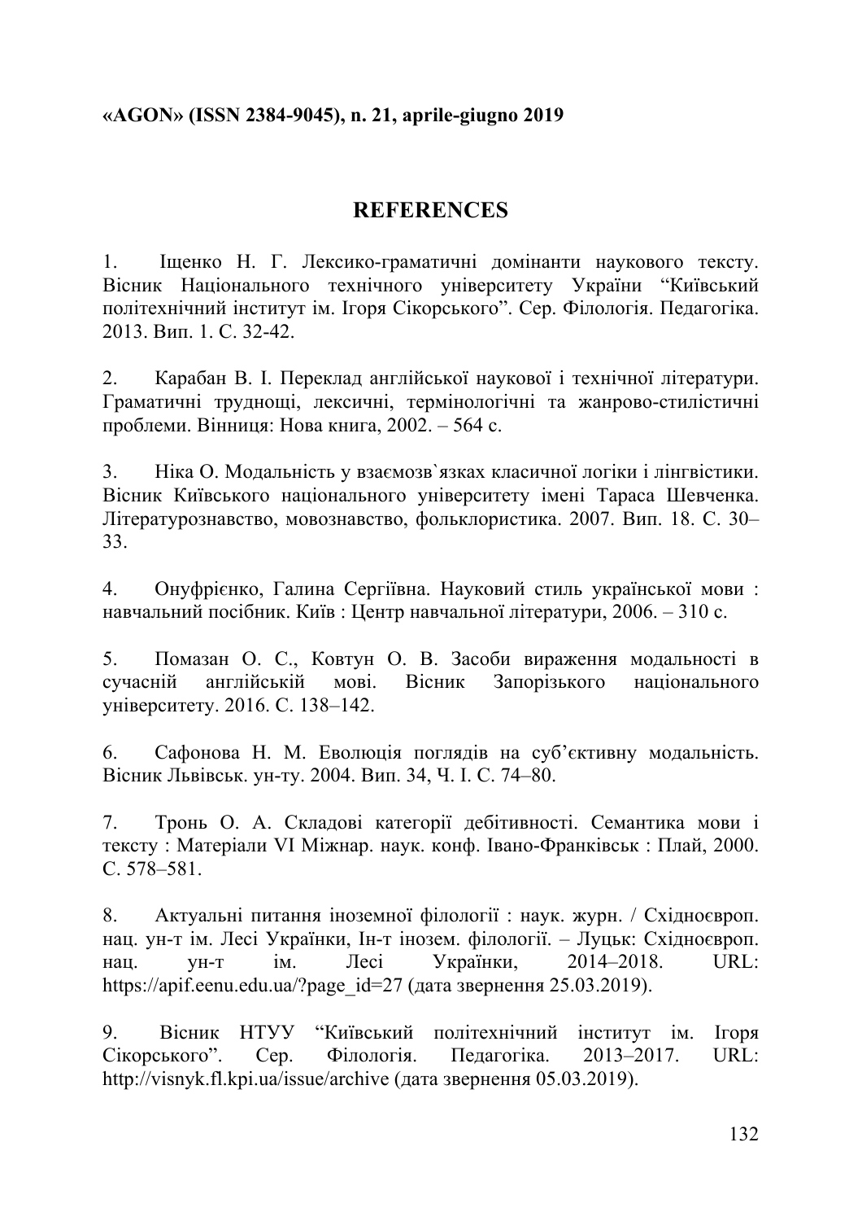## REFERENCES

1. Іщенко Н. Г. Лексико-граматичні домінанти наукового тексту. Вісник Національного технічного університету України "Київський політехнічний інститут ім. Ігоря Сікорського". Сер. Філологія. Педагогіка. 2013. Вип. 1. С. 32-42.

2. Карабан В. І. Переклад англійської наукової і технічної літератури. Граматичні труднощі, лексичні, термінологічні та жанрово-стилістичні проблеми. Вінниця: Нова книга, 2002. – 564 с.

3. Ніка О. Модальність у взаємозв`язках класичної логіки і лінгвістики. Вісник Київського національного університету імені Тараса Шевченка. Літературознавство, мовознавство, фольклористика. 2007. Вип. 18. С. 30–33.

4. Онуфрієнко, Галина Сергіївна. Науковий стиль української мови : навчальний посібник. Київ : Центр навчальної літератури, 2006. – 310 с.

5. Помазан О. С., Ковтун О. В. Засоби вираження модальності в сучасній англійській мові. Вісник Запорізького національного університету. 2016. С. 138–142.

6. Сафонова Н. М. Еволюція поглядів на суб'єктивну модальність. Вісник Львівськ. ун-ту. 2004. Вип. 34, Ч. І. С. 74–80.

7. Тронь О. А. Складові категорії дебітивності. Семантика мови і тексту : Матеріали VI Міжнар. наук. конф. Івано-Франківськ : Плай, 2000. С. 578–581.

8. Актуальні питання іноземної філології : наук. журн. / Східноєвроп. нац. ун-т ім. Лесі Українки, Ін-т іноземн. філології. – Луцьк: Східноєвроп. нац. ун-т ім. Лесі Українки, 2014–2018. URL: https://apif.eenu.edu.ua/?page_id=27 (дата звернення 25.03.2019).

9. Вісник НТУУ "Київський політехнічний інститут ім. Ігоря Сікорського". Сер. Філологія. Педагогіка. 2013–2017. URL: http://visnyk.fl.kpi.ua/issue/archive (дата звернення 05.03.2019).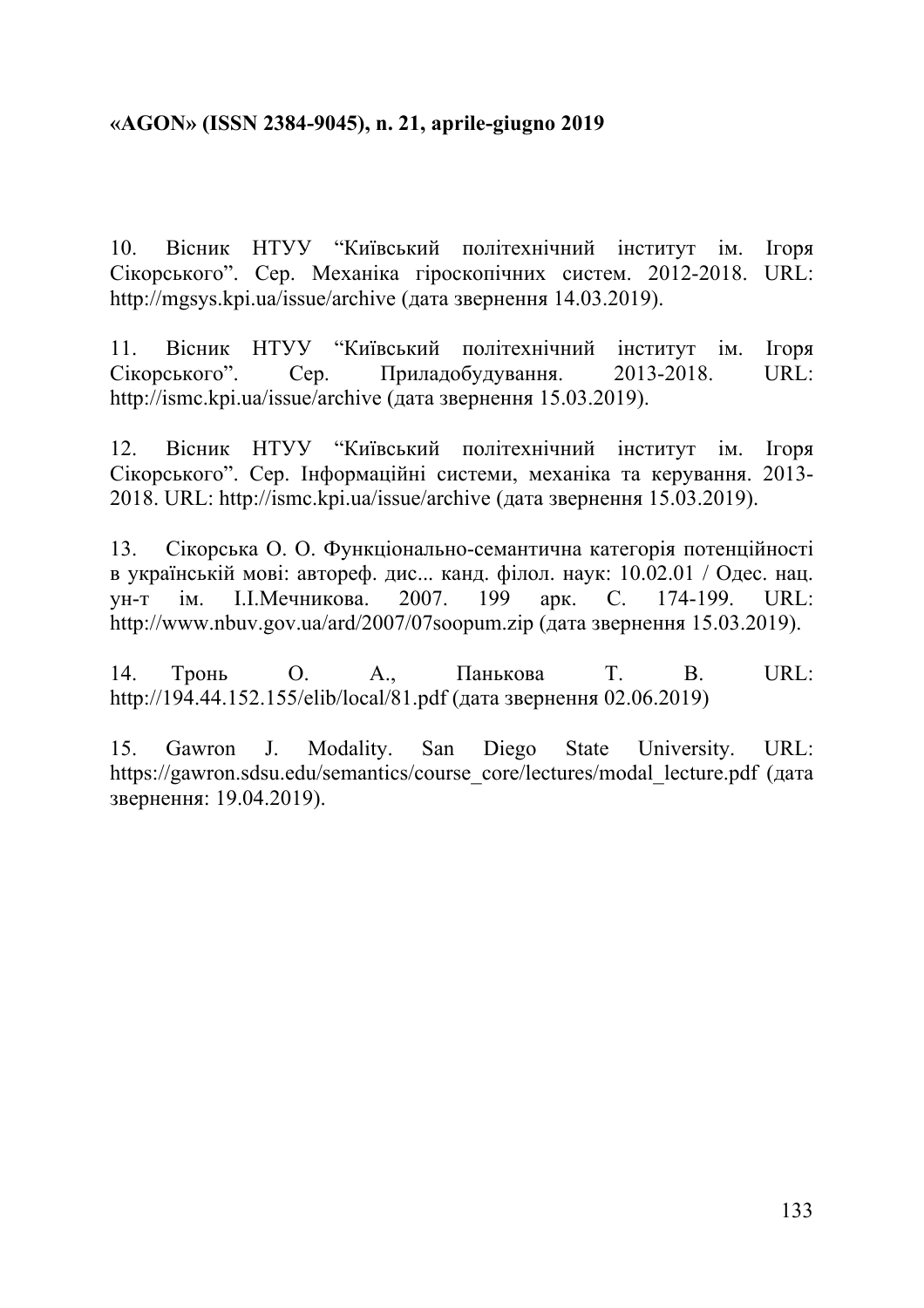10. Вісник НТУУ “Київський політехнічний інститут ім. Ігоря Сікорського”. Сер. Механіка гіроскопічних систем. 2012-2018. URL: http://mgsys.kpi.ua/issue/archive (дата звернення 14.03.2019).

11. Вісник НТУУ “Київський політехнічний інститут ім. Ігоря Сікорського”. Сер. Приладобудування. 2013-2018. URL: http://ismc.kpi.ua/issue/archive (дата звернення 15.03.2019).

12. Вісник НТУУ “Київський політехнічний інститут ім. Ігоря Сікорського”. Сер. Інформаційні системи, механіка та керування. 2013-2018. URL: http://ismc.kpi.ua/issue/archive (дата звернення 15.03.2019).

13. Сікорська О. О. Функціонально-семантична категорія потенційності в українській мові: автореф. дис... канд. філол. наук: 10.02.01 / Одес. нац. ун-т ім. І.І.Мечникова. 2007. 199 арк. С. 174-199. URL: http://www.nbuv.gov.ua/ard/2007/07soopum.zip (дата звернення 15.03.2019).

14. Тронь О. А., Панькова Т. В. URL: http://194.44.152.155/elib/local/81.pdf (дата звернення 02.06.2019)

15. Gawron J. Modality. San Diego State University. URL: https://gawron.sdsu.edu/semantics/course_core/lectures/modal_lecture.pdf (дата звернення: 19.04.2019).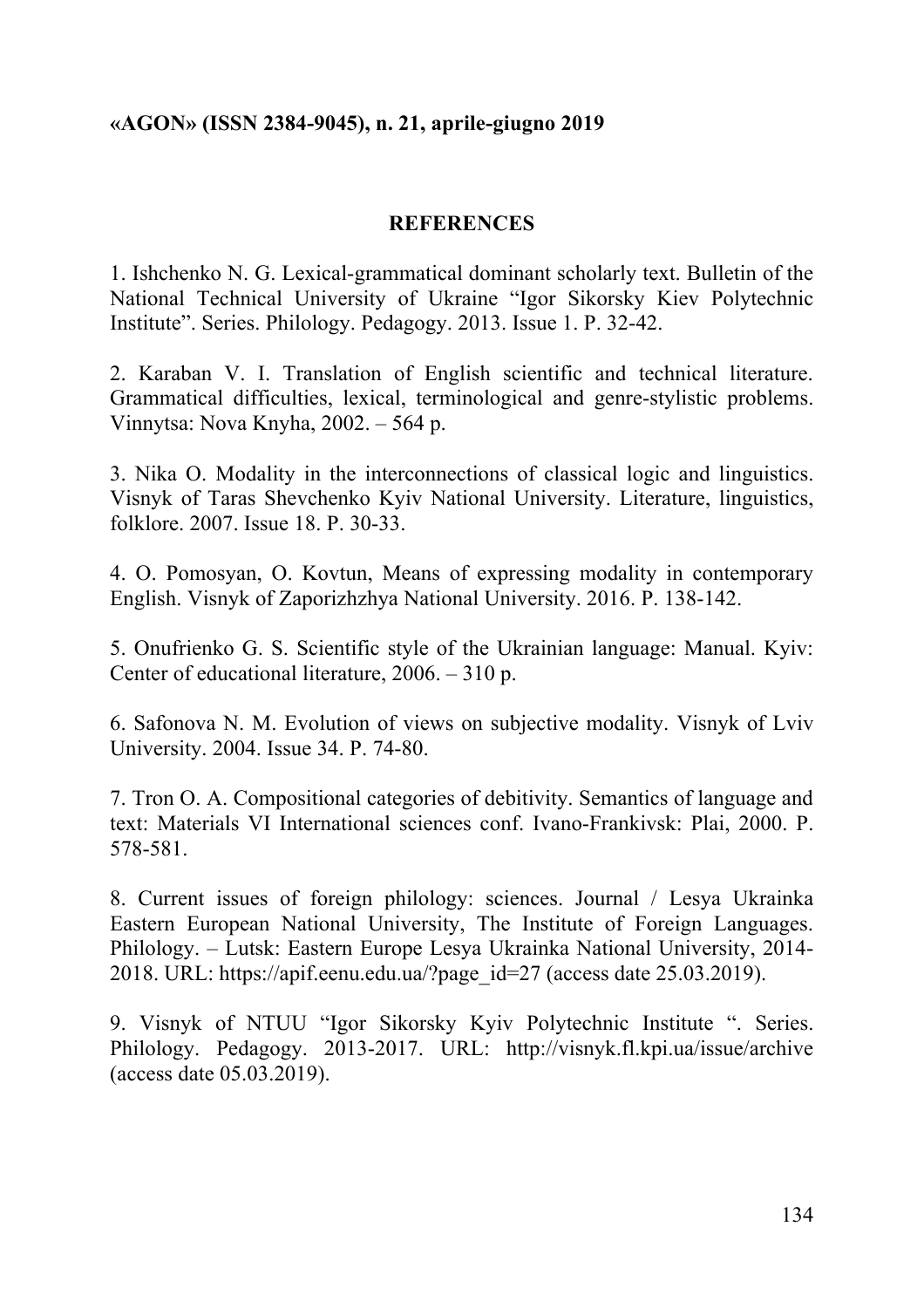## REFERENCES

1. Ishchenko N. G. Lexical-grammatical dominant scholarly text. Bulletin of the National Technical University of Ukraine "Igor Sikorsky Kiev Polytechnic Institute". Series. Philology. Pedagogy. 2013. Issue 1. P. 32-42.

2. Karaban V. I. Translation of English scientific and technical literature. Grammatical difficulties, lexical, terminological and genre-stylistic problems. Vinnytsa: Nova Knyha, 2002. – 564 p.

3. Nika O. Modality in the interconnections of classical logic and linguistics. Visnyk of Taras Shevchenko Kyiv National University. Literature, linguistics, folklore. 2007. Issue 18. P. 30-33.

4. O. Pomosyan, O. Kovtun, Means of expressing modality in contemporary English. Visnyk of Zaporizhzhya National University. 2016. P. 138-142.

5. Onufrienko G. S. Scientific style of the Ukrainian language: Manual. Kyiv: Center of educational literature, 2006. – 310 p.

6. Safonova N. M. Evolution of views on subjective modality. Visnyk of Lviv University. 2004. Issue 34. P. 74-80.

7. Tron O. A. Compositional categories of debitivity. Semantics of language and text: Materials VI International sciences conf. Ivano-Frankivsk: Plai, 2000. P. 578-581.

8. Current issues of foreign philology: sciences. Journal / Lesya Ukrainka Eastern European National University, The Institute of Foreign Languages. Philology. – Lutsk: Eastern Europe Lesya Ukrainka National University, 2014-2018. URL: https://apif.eenu.edu.ua/?page_id=27 (access date 25.03.2019).

9. Visnyk of NTUU "Igor Sikorsky Kyiv Polytechnic Institute ". Series. Philology. Pedagogy. 2013-2017. URL: http://visnyk.fl.kpi.ua/issue/archive (access date 05.03.2019).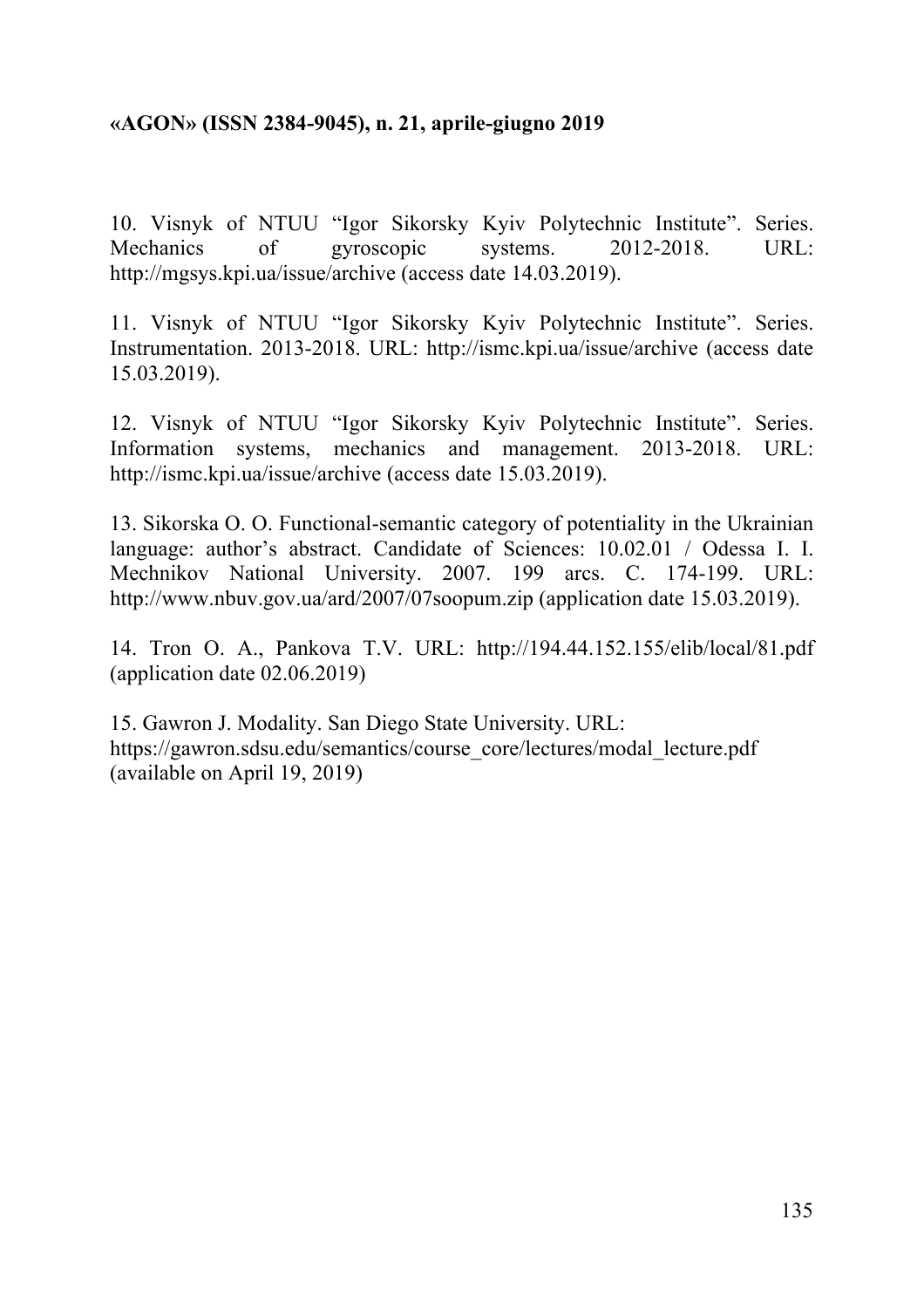10. Visnyk of NTUU “Igor Sikorsky Kyiv Polytechnic Institute”. Series. Mechanics of gyroscopic systems. 2012-2018. URL: http://mgsys.kpi.ua/issue/archive (access date 14.03.2019).

11. Visnyk of NTUU “Igor Sikorsky Kyiv Polytechnic Institute”. Series. Instrumentation. 2013-2018. URL: http://ismc.kpi.ua/issue/archive (access date 15.03.2019).

12. Visnyk of NTUU “Igor Sikorsky Kyiv Polytechnic Institute”. Series. Information systems, mechanics and management. 2013-2018. URL: http://ismc.kpi.ua/issue/archive (access date 15.03.2019).

13. Sikorska O. O. Functional-semantic category of potentiality in the Ukrainian language: author’s abstract. Candidate of Sciences: 10.02.01 / Odessa I. I. Mechnikov National University. 2007. 199 arcs. C. 174-199. URL: http://www.nbuv.gov.ua/ard/2007/07soopum.zip (application date 15.03.2019).

14. Tron O. A., Pankova T.V. URL: http://194.44.152.155/elib/local/81.pdf (application date 02.06.2019)

15. Gawron J. Modality. San Diego State University. URL: https://gawron.sdsu.edu/semantics/course_core/lectures/modal_lecture.pdf (available on April 19, 2019)